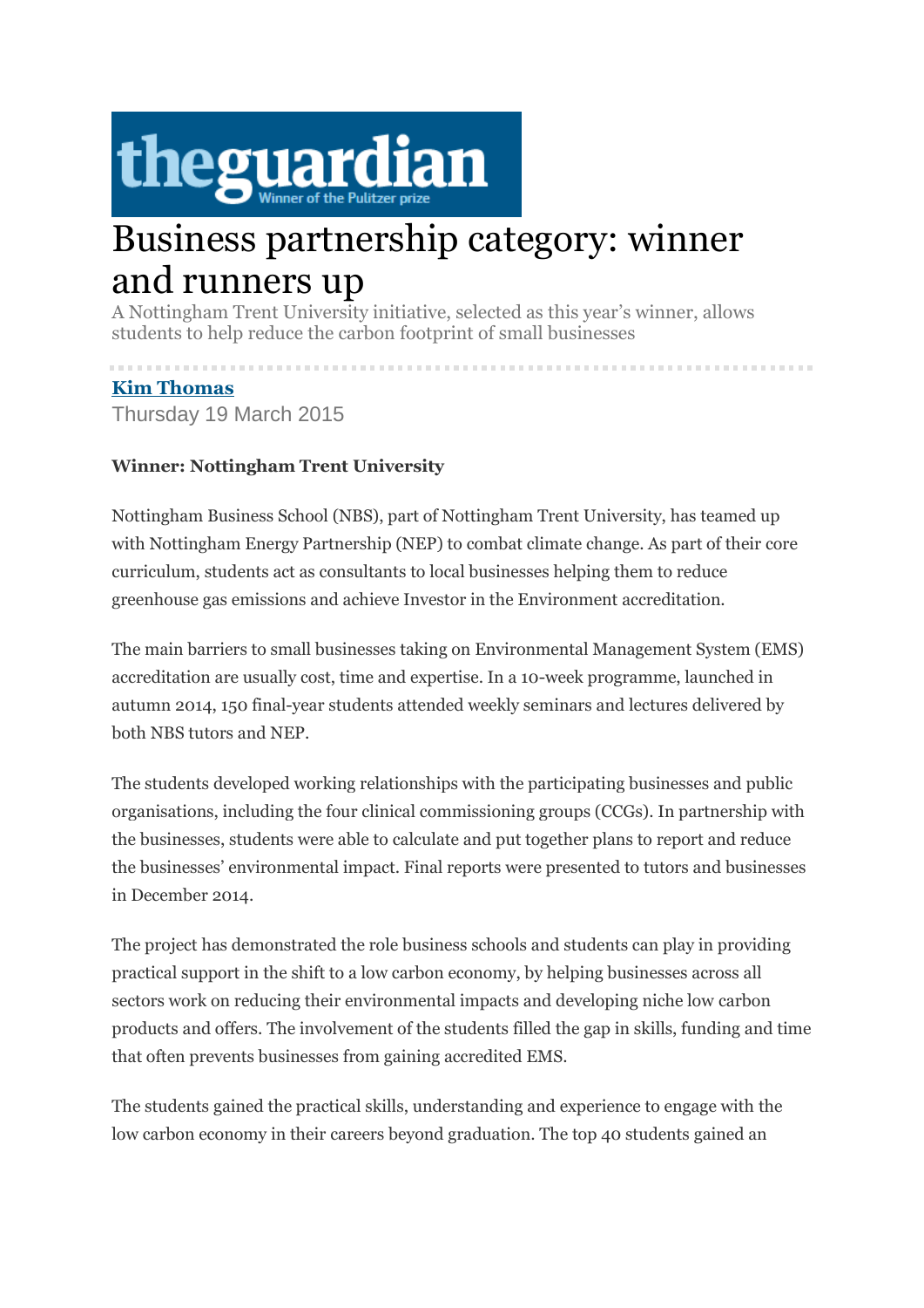theguardian
Winner of the Pulitzer prize

# Business partnership category: winner and runners up

A Nottingham Trent University initiative, selected as this year's winner, allows students to help reduce the carbon footprint of small businesses

**Kim Thomas**

Thursday 19 March 2015

**Winner: Nottingham Trent University**

Nottingham Business School (NBS), part of Nottingham Trent University, has teamed up with Nottingham Energy Partnership (NEP) to combat climate change. As part of their core curriculum, students act as consultants to local businesses helping them to reduce greenhouse gas emissions and achieve Investor in the Environment accreditation.

The main barriers to small businesses taking on Environmental Management System (EMS) accreditation are usually cost, time and expertise. In a 10-week programme, launched in autumn 2014, 150 final-year students attended weekly seminars and lectures delivered by both NBS tutors and NEP.

The students developed working relationships with the participating businesses and public organisations, including the four clinical commissioning groups (CCGs). In partnership with the businesses, students were able to calculate and put together plans to report and reduce the businesses' environmental impact. Final reports were presented to tutors and businesses in December 2014.

The project has demonstrated the role business schools and students can play in providing practical support in the shift to a low carbon economy, by helping businesses across all sectors work on reducing their environmental impacts and developing niche low carbon products and offers. The involvement of the students filled the gap in skills, funding and time that often prevents businesses from gaining accredited EMS.

The students gained the practical skills, understanding and experience to engage with the low carbon economy in their careers beyond graduation. The top 40 students gained an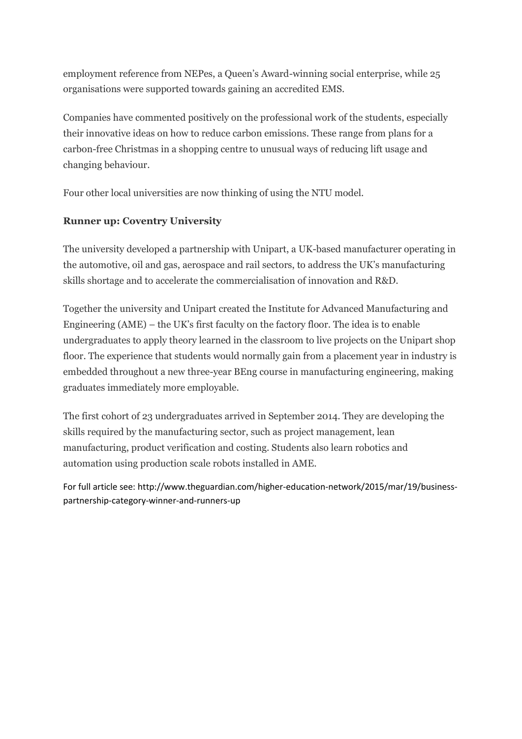employment reference from NEPes, a Queen's Award-winning social enterprise, while 25 organisations were supported towards gaining an accredited EMS.

Companies have commented positively on the professional work of the students, especially their innovative ideas on how to reduce carbon emissions. These range from plans for a carbon-free Christmas in a shopping centre to unusual ways of reducing lift usage and changing behaviour.

Four other local universities are now thinking of using the NTU model.

**Runner up: Coventry University**

The university developed a partnership with Unipart, a UK-based manufacturer operating in the automotive, oil and gas, aerospace and rail sectors, to address the UK's manufacturing skills shortage and to accelerate the commercialisation of innovation and R&D.

Together the university and Unipart created the Institute for Advanced Manufacturing and Engineering (AME) – the UK's first faculty on the factory floor. The idea is to enable undergraduates to apply theory learned in the classroom to live projects on the Unipart shop floor. The experience that students would normally gain from a placement year in industry is embedded throughout a new three-year BEng course in manufacturing engineering, making graduates immediately more employable.

The first cohort of 23 undergraduates arrived in September 2014. They are developing the skills required by the manufacturing sector, such as project management, lean manufacturing, product verification and costing. Students also learn robotics and automation using production scale robots installed in AME.

For full article see: http://www.theguardian.com/higher-education-network/2015/mar/19/business-partnership-category-winner-and-runners-up